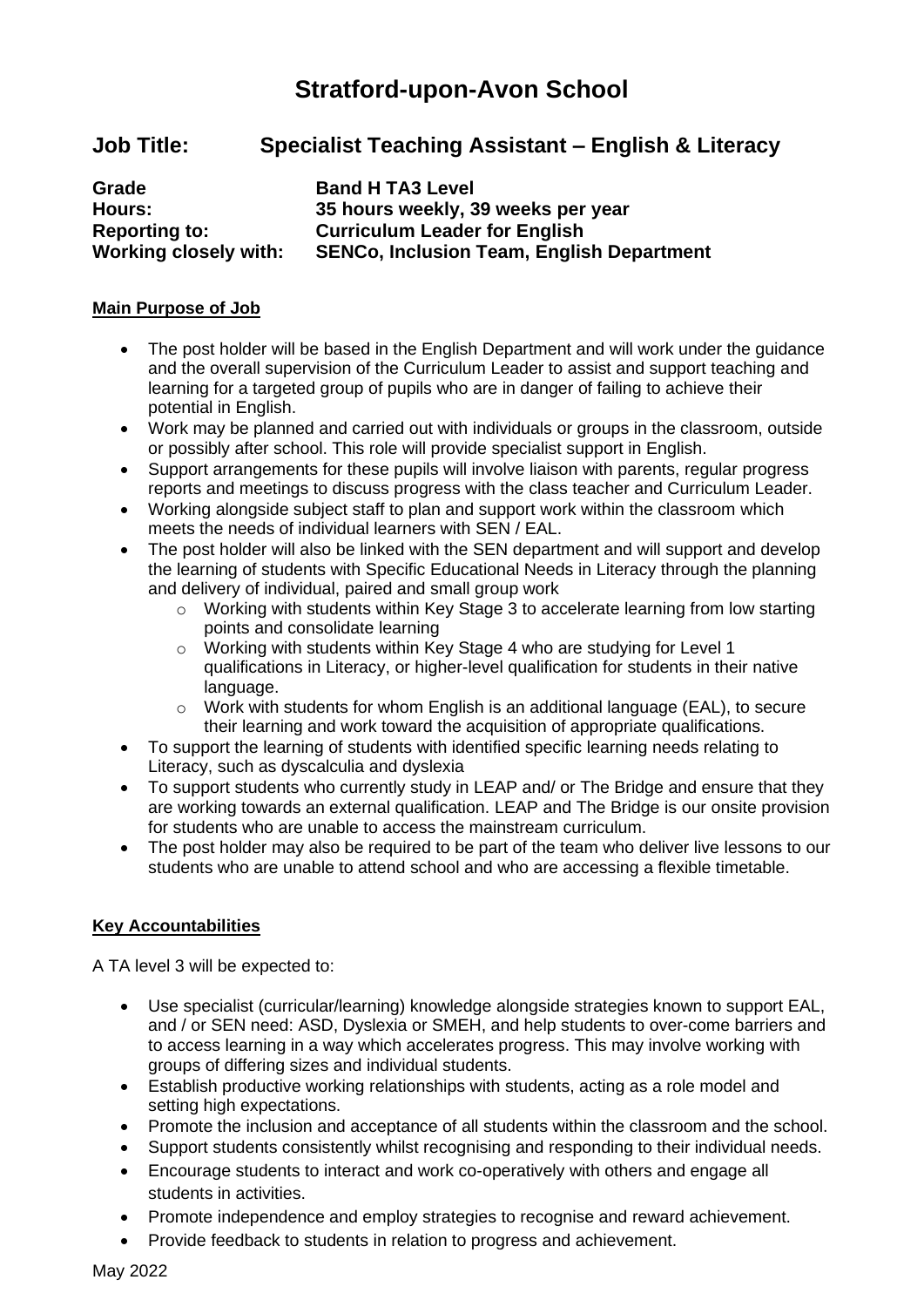# Stratford-upon-Avon School

## Job Title: Specialist Teaching Assistant – English & Literacy

**Grade** **Band H TA3 Level**
**Hours:** **35 hours weekly, 39 weeks per year**
**Reporting to:** **Curriculum Leader for English**
**Working closely with:** **SENCo, Inclusion Team, English Department**

**Main Purpose of Job**

- The post holder will be based in the English Department and will work under the guidance and the overall supervision of the Curriculum Leader to assist and support teaching and learning for a targeted group of pupils who are in danger of failing to achieve their potential in English.
- Work may be planned and carried out with individuals or groups in the classroom, outside or possibly after school. This role will provide specialist support in English.
- Support arrangements for these pupils will involve liaison with parents, regular progress reports and meetings to discuss progress with the class teacher and Curriculum Leader.
- Working alongside subject staff to plan and support work within the classroom which meets the needs of individual learners with SEN / EAL.
- The post holder will also be linked with the SEN department and will support and develop the learning of students with Specific Educational Needs in Literacy through the planning and delivery of individual, paired and small group work
  - Working with students within Key Stage 3 to accelerate learning from low starting points and consolidate learning
  - Working with students within Key Stage 4 who are studying for Level 1 qualifications in Literacy, or higher-level qualification for students in their native language.
  - Work with students for whom English is an additional language (EAL), to secure their learning and work toward the acquisition of appropriate qualifications.
- To support the learning of students with identified specific learning needs relating to Literacy, such as dyscalculia and dyslexia
- To support students who currently study in LEAP and/ or The Bridge and ensure that they are working towards an external qualification. LEAP and The Bridge is our onsite provision for students who are unable to access the mainstream curriculum.
- The post holder may also be required to be part of the team who deliver live lessons to our students who are unable to attend school and who are accessing a flexible timetable.

**Key Accountabilities**

A TA level 3 will be expected to:

- Use specialist (curricular/learning) knowledge alongside strategies known to support EAL, and / or SEN need: ASD, Dyslexia or SMEH, and help students to over-come barriers and to access learning in a way which accelerates progress. This may involve working with groups of differing sizes and individual students.
- Establish productive working relationships with students, acting as a role model and setting high expectations.
- Promote the inclusion and acceptance of all students within the classroom and the school.
- Support students consistently whilst recognising and responding to their individual needs.
- Encourage students to interact and work co-operatively with others and engage all students in activities.
- Promote independence and employ strategies to recognise and reward achievement.
- Provide feedback to students in relation to progress and achievement.

May 2022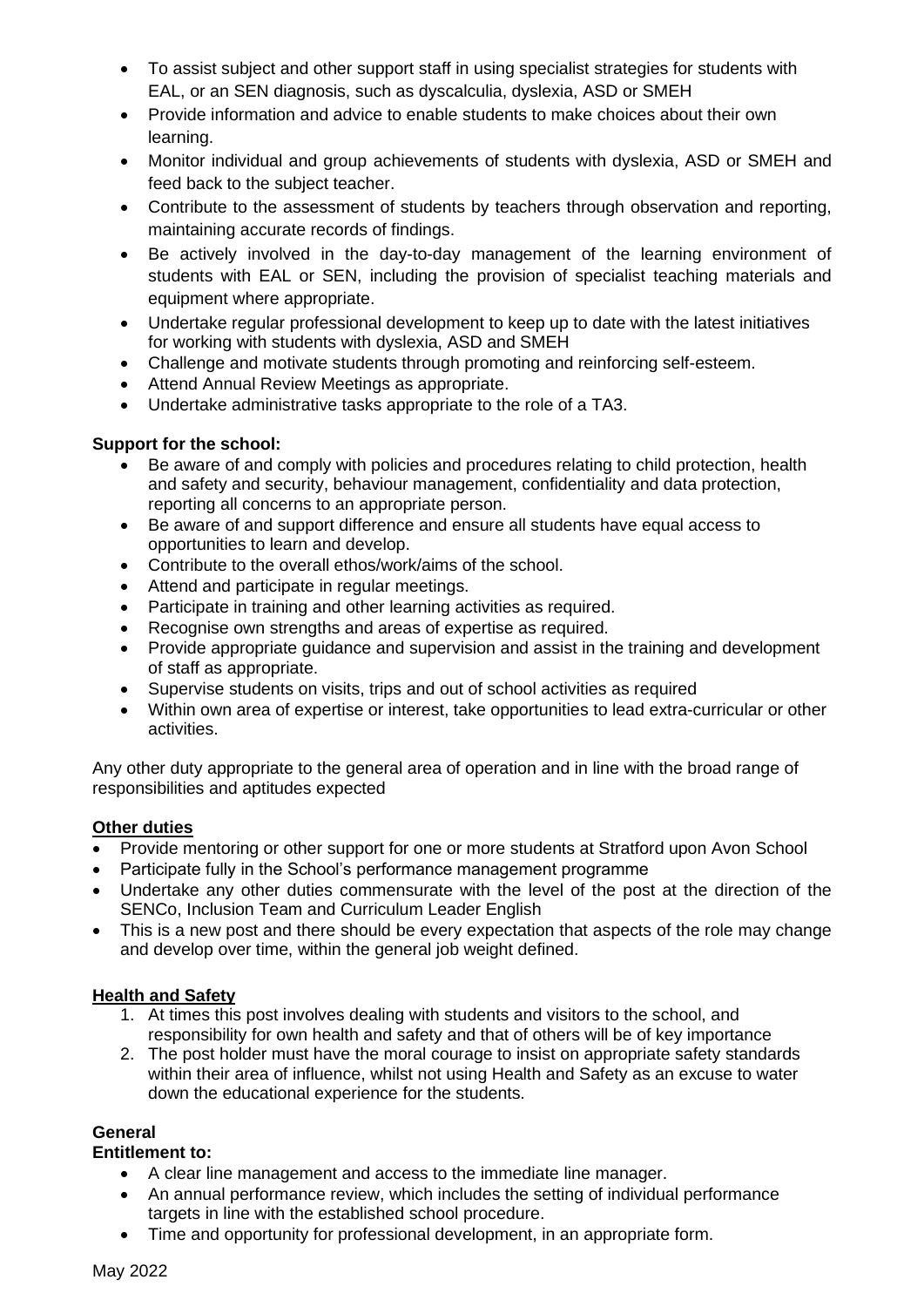- To assist subject and other support staff in using specialist strategies for students with EAL, or an SEN diagnosis, such as dyscalculia, dyslexia, ASD or SMEH
- Provide information and advice to enable students to make choices about their own learning.
- Monitor individual and group achievements of students with dyslexia, ASD or SMEH and feed back to the subject teacher.
- Contribute to the assessment of students by teachers through observation and reporting, maintaining accurate records of findings.
- Be actively involved in the day-to-day management of the learning environment of students with EAL or SEN, including the provision of specialist teaching materials and equipment where appropriate.
- Undertake regular professional development to keep up to date with the latest initiatives for working with students with dyslexia, ASD and SMEH
- Challenge and motivate students through promoting and reinforcing self-esteem.
- Attend Annual Review Meetings as appropriate.
- Undertake administrative tasks appropriate to the role of a TA3.

**Support for the school:**

- Be aware of and comply with policies and procedures relating to child protection, health and safety and security, behaviour management, confidentiality and data protection, reporting all concerns to an appropriate person.
- Be aware of and support difference and ensure all students have equal access to opportunities to learn and develop.
- Contribute to the overall ethos/work/aims of the school.
- Attend and participate in regular meetings.
- Participate in training and other learning activities as required.
- Recognise own strengths and areas of expertise as required.
- Provide appropriate guidance and supervision and assist in the training and development of staff as appropriate.
- Supervise students on visits, trips and out of school activities as required
- Within own area of expertise or interest, take opportunities to lead extra-curricular or other activities.

Any other duty appropriate to the general area of operation and in line with the broad range of responsibilities and aptitudes expected

**Other duties**

- Provide mentoring or other support for one or more students at Stratford upon Avon School
- Participate fully in the School's performance management programme
- Undertake any other duties commensurate with the level of the post at the direction of the SENCo, Inclusion Team and Curriculum Leader English
- This is a new post and there should be every expectation that aspects of the role may change and develop over time, within the general job weight defined.

**Health and Safety**

1. At times this post involves dealing with students and visitors to the school, and responsibility for own health and safety and that of others will be of key importance
2. The post holder must have the moral courage to insist on appropriate safety standards within their area of influence, whilst not using Health and Safety as an excuse to water down the educational experience for the students.

**General**

**Entitlement to:**

- A clear line management and access to the immediate line manager.
- An annual performance review, which includes the setting of individual performance targets in line with the established school procedure.
- Time and opportunity for professional development, in an appropriate form.

May 2022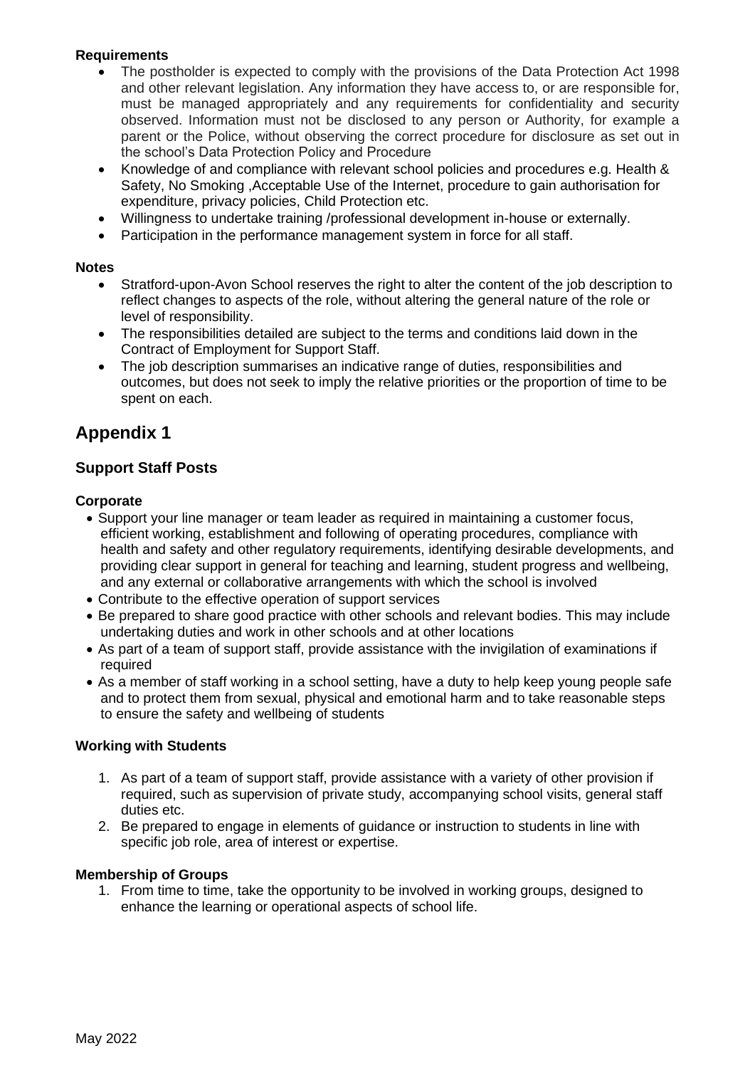**Requirements**

- The postholder is expected to comply with the provisions of the Data Protection Act 1998 and other relevant legislation. Any information they have access to, or are responsible for, must be managed appropriately and any requirements for confidentiality and security observed. Information must not be disclosed to any person or Authority, for example a parent or the Police, without observing the correct procedure for disclosure as set out in the school's Data Protection Policy and Procedure
- Knowledge of and compliance with relevant school policies and procedures e.g. Health & Safety, No Smoking ,Acceptable Use of the Internet, procedure to gain authorisation for expenditure, privacy policies, Child Protection etc.
- Willingness to undertake training /professional development in-house or externally.
- Participation in the performance management system in force for all staff.

**Notes**

- Stratford-upon-Avon School reserves the right to alter the content of the job description to reflect changes to aspects of the role, without altering the general nature of the role or level of responsibility.
- The responsibilities detailed are subject to the terms and conditions laid down in the Contract of Employment for Support Staff.
- The job description summarises an indicative range of duties, responsibilities and outcomes, but does not seek to imply the relative priorities or the proportion of time to be spent on each.

## Appendix 1

### Support Staff Posts

**Corporate**

- Support your line manager or team leader as required in maintaining a customer focus, efficient working, establishment and following of operating procedures, compliance with health and safety and other regulatory requirements, identifying desirable developments, and providing clear support in general for teaching and learning, student progress and wellbeing, and any external or collaborative arrangements with which the school is involved
- Contribute to the effective operation of support services
- Be prepared to share good practice with other schools and relevant bodies. This may include undertaking duties and work in other schools and at other locations
- As part of a team of support staff, provide assistance with the invigilation of examinations if required
- As a member of staff working in a school setting, have a duty to help keep young people safe and to protect them from sexual, physical and emotional harm and to take reasonable steps to ensure the safety and wellbeing of students

**Working with Students**

1. As part of a team of support staff, provide assistance with a variety of other provision if required, such as supervision of private study, accompanying school visits, general staff duties etc.
2. Be prepared to engage in elements of guidance or instruction to students in line with specific job role, area of interest or expertise.

**Membership of Groups**

1. From time to time, take the opportunity to be involved in working groups, designed to enhance the learning or operational aspects of school life.

May 2022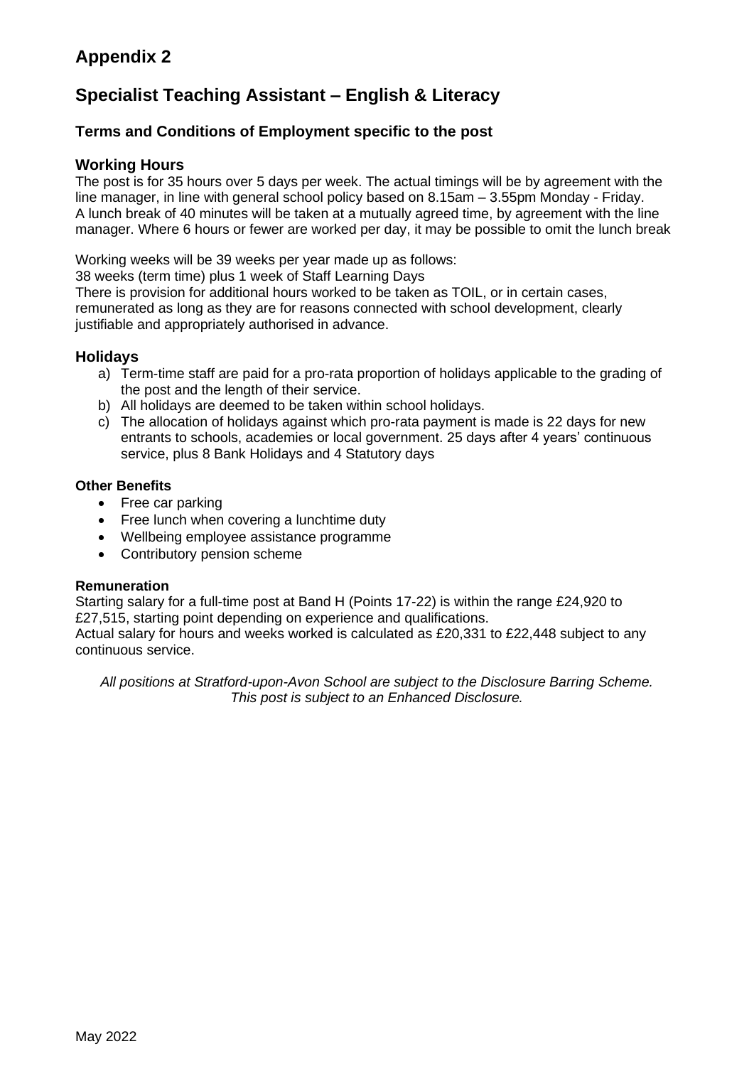# Appendix 2

## Specialist Teaching Assistant – English & Literacy

### Terms and Conditions of Employment specific to the post

### Working Hours

The post is for 35 hours over 5 days per week. The actual timings will be by agreement with the line manager, in line with general school policy based on 8.15am – 3.55pm Monday - Friday. A lunch break of 40 minutes will be taken at a mutually agreed time, by agreement with the line manager. Where 6 hours or fewer are worked per day, it may be possible to omit the lunch break

Working weeks will be 39 weeks per year made up as follows:
38 weeks (term time) plus 1 week of Staff Learning Days
There is provision for additional hours worked to be taken as TOIL, or in certain cases, remunerated as long as they are for reasons connected with school development, clearly justifiable and appropriately authorised in advance.

### Holidays

a) Term-time staff are paid for a pro-rata proportion of holidays applicable to the grading of the post and the length of their service.
b) All holidays are deemed to be taken within school holidays.
c) The allocation of holidays against which pro-rata payment is made is 22 days for new entrants to schools, academies or local government. 25 days after 4 years' continuous service, plus 8 Bank Holidays and 4 Statutory days

**Other Benefits**

- Free car parking
- Free lunch when covering a lunchtime duty
- Wellbeing employee assistance programme
- Contributory pension scheme

**Remuneration**

Starting salary for a full-time post at Band H (Points 17-22) is within the range £24,920 to £27,515, starting point depending on experience and qualifications.
Actual salary for hours and weeks worked is calculated as £20,331 to £22,448 subject to any continuous service.

*All positions at Stratford-upon-Avon School are subject to the Disclosure Barring Scheme. This post is subject to an Enhanced Disclosure.*

May 2022